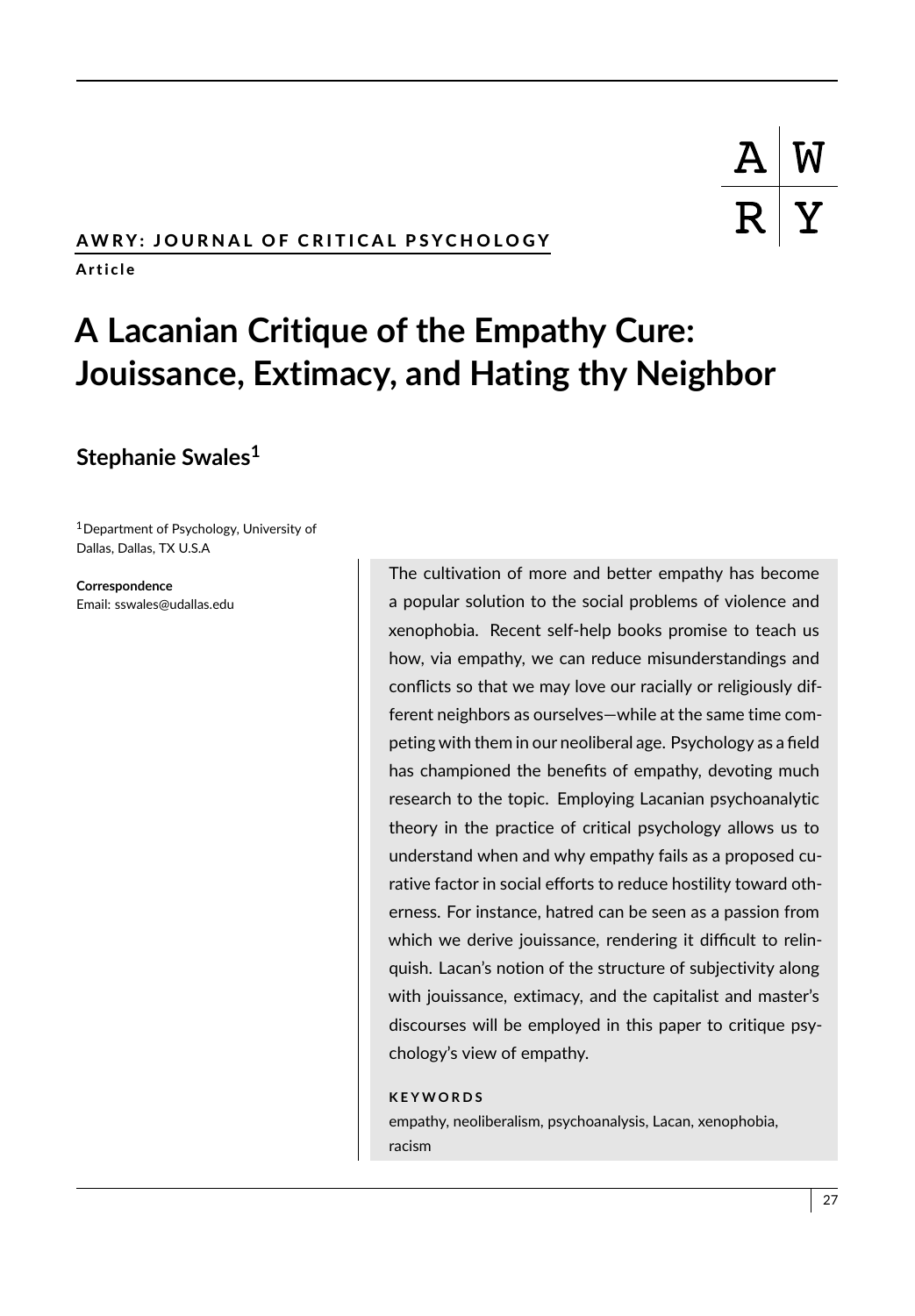**AWRY: JOURNAL OF CRITICAL PSYCHOLOGY**

**Article**

# A Lacanian Critique of the Empathy Cure: Jouissance, Extimacy, and Hating thy Neighbor

**Stephanie Swales[1]**

[1] Department of Psychology, University of Dallas, Dallas, TX U.S.A

**Correspondence**
Email: sswales@udallas.edu

The cultivation of more and better empathy has become a popular solution to the social problems of violence and xenophobia. Recent self-help books promise to teach us how, via empathy, we can reduce misunderstandings and conflicts so that we may love our racially or religiously different neighbors as ourselves—while at the same time competing with them in our neoliberal age. Psychology as a field has championed the benefits of empathy, devoting much research to the topic. Employing Lacanian psychoanalytic theory in the practice of critical psychology allows us to understand when and why empathy fails as a proposed curative factor in social efforts to reduce hostility toward otherness. For instance, hatred can be seen as a passion from which we derive jouissance, rendering it difficult to relinquish. Lacan's notion of the structure of subjectivity along with jouissance, extimacy, and the capitalist and master's discourses will be employed in this paper to critique psychology's view of empathy.

**KEYWORDS**

empathy, neoliberalism, psychoanalysis, Lacan, xenophobia, racism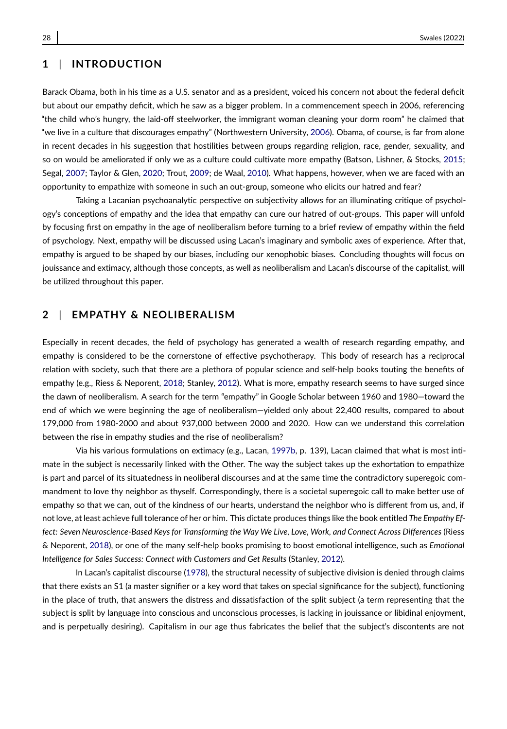## 1 | INTRODUCTION

Barack Obama, both in his time as a U.S. senator and as a president, voiced his concern not about the federal deficit but about our empathy deficit, which he saw as a bigger problem. In a commencement speech in 2006, referencing "the child who's hungry, the laid-off steelworker, the immigrant woman cleaning your dorm room" he claimed that "we live in a culture that discourages empathy" (Northwestern University, 2006). Obama, of course, is far from alone in recent decades in his suggestion that hostilities between groups regarding religion, race, gender, sexuality, and so on would be ameliorated if only we as a culture could cultivate more empathy (Batson, Lishner, & Stocks, 2015; Segal, 2007; Taylor & Glen, 2020; Trout, 2009; de Waal, 2010). What happens, however, when we are faced with an opportunity to empathize with someone in such an out-group, someone who elicits our hatred and fear?

Taking a Lacanian psychoanalytic perspective on subjectivity allows for an illuminating critique of psychology's conceptions of empathy and the idea that empathy can cure our hatred of out-groups. This paper will unfold by focusing first on empathy in the age of neoliberalism before turning to a brief review of empathy within the field of psychology. Next, empathy will be discussed using Lacan's imaginary and symbolic axes of experience. After that, empathy is argued to be shaped by our biases, including our xenophobic biases. Concluding thoughts will focus on jouissance and extimacy, although those concepts, as well as neoliberalism and Lacan's discourse of the capitalist, will be utilized throughout this paper.

## 2 | EMPATHY & NEOLIBERALISM

Especially in recent decades, the field of psychology has generated a wealth of research regarding empathy, and empathy is considered to be the cornerstone of effective psychotherapy. This body of research has a reciprocal relation with society, such that there are a plethora of popular science and self-help books touting the benefits of empathy (e.g., Riess & Neporent, 2018; Stanley, 2012). What is more, empathy research seems to have surged since the dawn of neoliberalism. A search for the term "empathy" in Google Scholar between 1960 and 1980—toward the end of which we were beginning the age of neoliberalism—yielded only about 22,400 results, compared to about 179,000 from 1980-2000 and about 937,000 between 2000 and 2020. How can we understand this correlation between the rise in empathy studies and the rise of neoliberalism?

Via his various formulations on extimacy (e.g., Lacan, 1997b, p. 139), Lacan claimed that what is most intimate in the subject is necessarily linked with the Other. The way the subject takes up the exhortation to empathize is part and parcel of its situatedness in neoliberal discourses and at the same time the contradictory superegoic commandment to love thy neighbor as thyself. Correspondingly, there is a societal superegoic call to make better use of empathy so that we can, out of the kindness of our hearts, understand the neighbor who is different from us, and, if not love, at least achieve full tolerance of her or him. This dictate produces things like the book entitled *The Empathy Effect: Seven Neuroscience-Based Keys for Transforming the Way We Live, Love, Work, and Connect Across Differences* (Riess & Neporent, 2018), or one of the many self-help books promising to boost emotional intelligence, such as *Emotional Intelligence for Sales Success: Connect with Customers and Get Results* (Stanley, 2012).

In Lacan's capitalist discourse (1978), the structural necessity of subjective division is denied through claims that there exists an S1 (a master signifier or a key word that takes on special significance for the subject), functioning in the place of truth, that answers the distress and dissatisfaction of the split subject (a term representing that the subject is split by language into conscious and unconscious processes, is lacking in jouissance or libidinal enjoyment, and is perpetually desiring). Capitalism in our age thus fabricates the belief that the subject's discontents are not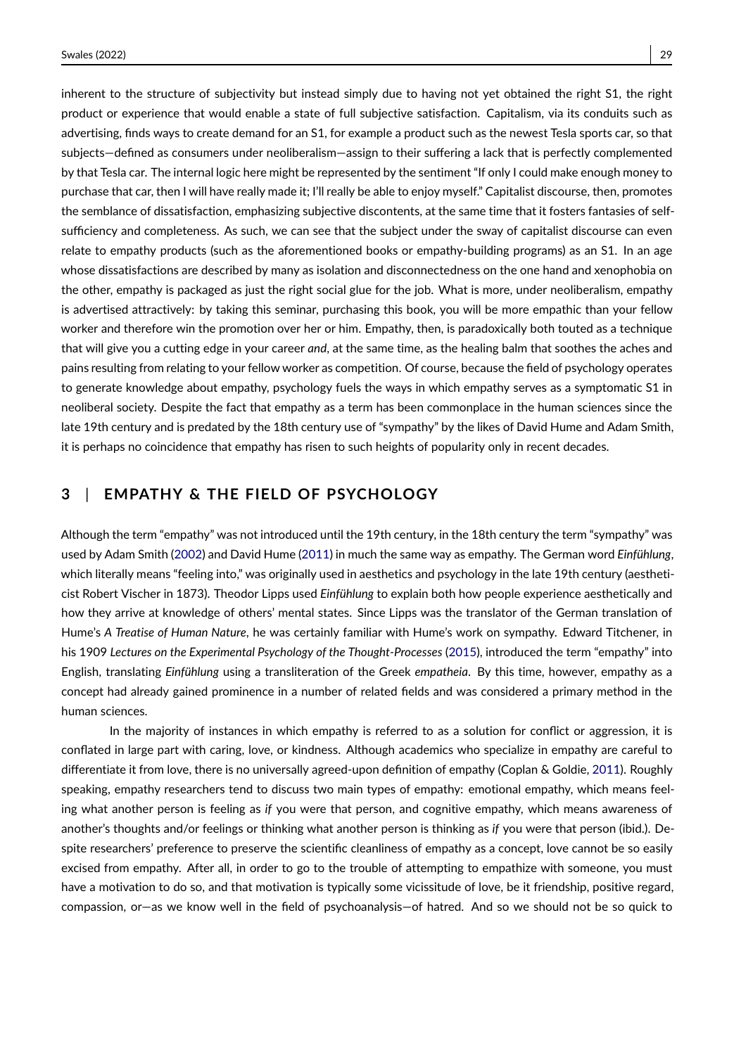inherent to the structure of subjectivity but instead simply due to having not yet obtained the right S1, the right product or experience that would enable a state of full subjective satisfaction. Capitalism, via its conduits such as advertising, finds ways to create demand for an S1, for example a product such as the newest Tesla sports car, so that subjects—defined as consumers under neoliberalism—assign to their suffering a lack that is perfectly complemented by that Tesla car. The internal logic here might be represented by the sentiment "If only I could make enough money to purchase that car, then I will have really made it; I'll really be able to enjoy myself." Capitalist discourse, then, promotes the semblance of dissatisfaction, emphasizing subjective discontents, at the same time that it fosters fantasies of self-sufficiency and completeness. As such, we can see that the subject under the sway of capitalist discourse can even relate to empathy products (such as the aforementioned books or empathy-building programs) as an S1. In an age whose dissatisfactions are described by many as isolation and disconnectedness on the one hand and xenophobia on the other, empathy is packaged as just the right social glue for the job. What is more, under neoliberalism, empathy is advertised attractively: by taking this seminar, purchasing this book, you will be more empathic than your fellow worker and therefore win the promotion over her or him. Empathy, then, is paradoxically both touted as a technique that will give you a cutting edge in your career *and*, at the same time, as the healing balm that soothes the aches and pains resulting from relating to your fellow worker as competition. Of course, because the field of psychology operates to generate knowledge about empathy, psychology fuels the ways in which empathy serves as a symptomatic S1 in neoliberal society. Despite the fact that empathy as a term has been commonplace in the human sciences since the late 19th century and is predated by the 18th century use of "sympathy" by the likes of David Hume and Adam Smith, it is perhaps no coincidence that empathy has risen to such heights of popularity only in recent decades.

## 3 | EMPATHY & THE FIELD OF PSYCHOLOGY

Although the term "empathy" was not introduced until the 19th century, in the 18th century the term "sympathy" was used by Adam Smith (2002) and David Hume (2011) in much the same way as empathy. The German word *Einfühlung*, which literally means "feeling into," was originally used in aesthetics and psychology in the late 19th century (aestheticist Robert Vischer in 1873). Theodor Lipps used *Einfühlung* to explain both how people experience aesthetically and how they arrive at knowledge of others' mental states. Since Lipps was the translator of the German translation of Hume's *A Treatise of Human Nature*, he was certainly familiar with Hume's work on sympathy. Edward Titchener, in his 1909 *Lectures on the Experimental Psychology of the Thought-Processes* (2015), introduced the term "empathy" into English, translating *Einfühlung* using a transliteration of the Greek *empatheia*. By this time, however, empathy as a concept had already gained prominence in a number of related fields and was considered a primary method in the human sciences.

In the majority of instances in which empathy is referred to as a solution for conflict or aggression, it is conflated in large part with caring, love, or kindness. Although academics who specialize in empathy are careful to differentiate it from love, there is no universally agreed-upon definition of empathy (Coplan & Goldie, 2011). Roughly speaking, empathy researchers tend to discuss two main types of empathy: emotional empathy, which means feeling what another person is feeling as *if* you were that person, and cognitive empathy, which means awareness of another's thoughts and/or feelings or thinking what another person is thinking as *if* you were that person (ibid.). Despite researchers' preference to preserve the scientific cleanliness of empathy as a concept, love cannot be so easily excised from empathy. After all, in order to go to the trouble of attempting to empathize with someone, you must have a motivation to do so, and that motivation is typically some vicissitude of love, be it friendship, positive regard, compassion, or—as we know well in the field of psychoanalysis—of hatred. And so we should not be so quick to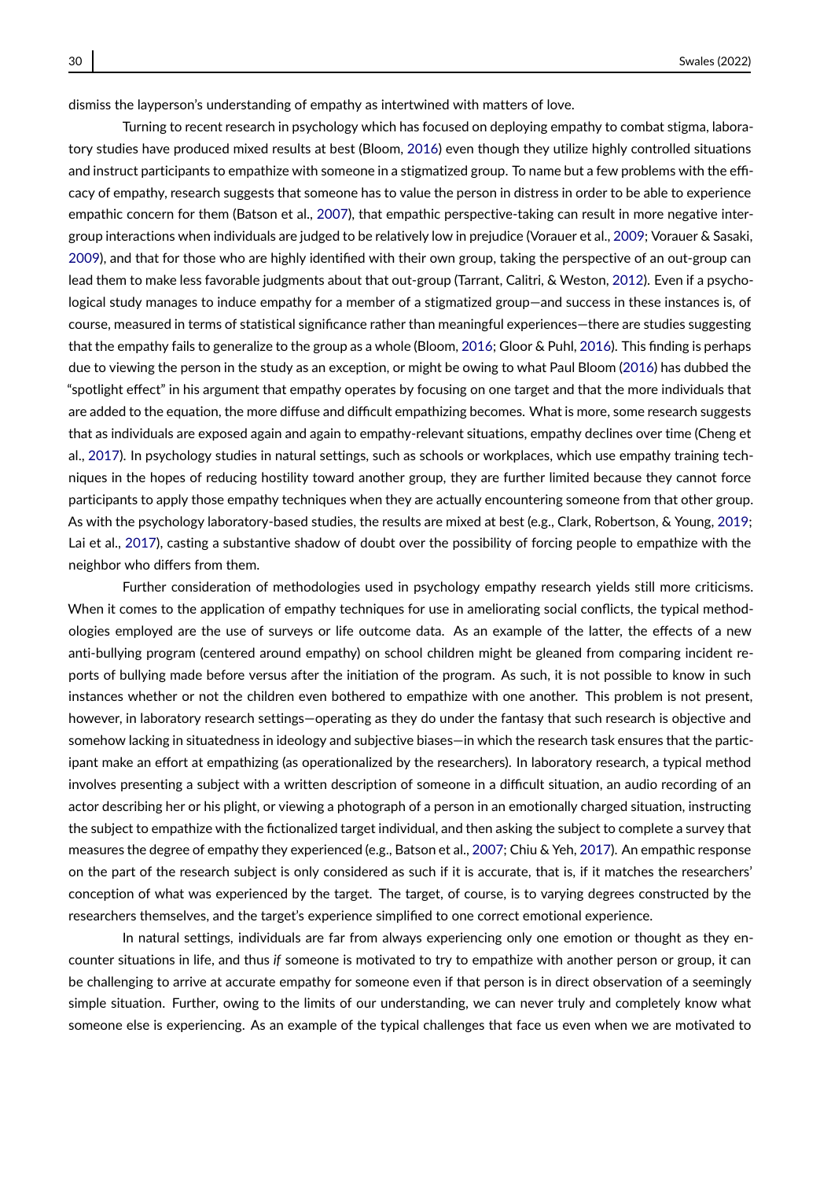dismiss the layperson's understanding of empathy as intertwined with matters of love.

Turning to recent research in psychology which has focused on deploying empathy to combat stigma, laboratory studies have produced mixed results at best (Bloom, 2016) even though they utilize highly controlled situations and instruct participants to empathize with someone in a stigmatized group. To name but a few problems with the efficacy of empathy, research suggests that someone has to value the person in distress in order to be able to experience empathic concern for them (Batson et al., 2007), that empathic perspective-taking can result in more negative intergroup interactions when individuals are judged to be relatively low in prejudice (Vorauer et al., 2009; Vorauer & Sasaki, 2009), and that for those who are highly identified with their own group, taking the perspective of an out-group can lead them to make less favorable judgments about that out-group (Tarrant, Calitri, & Weston, 2012). Even if a psychological study manages to induce empathy for a member of a stigmatized group—and success in these instances is, of course, measured in terms of statistical significance rather than meaningful experiences—there are studies suggesting that the empathy fails to generalize to the group as a whole (Bloom, 2016; Gloor & Puhl, 2016). This finding is perhaps due to viewing the person in the study as an exception, or might be owing to what Paul Bloom (2016) has dubbed the "spotlight effect" in his argument that empathy operates by focusing on one target and that the more individuals that are added to the equation, the more diffuse and difficult empathizing becomes. What is more, some research suggests that as individuals are exposed again and again to empathy-relevant situations, empathy declines over time (Cheng et al., 2017). In psychology studies in natural settings, such as schools or workplaces, which use empathy training techniques in the hopes of reducing hostility toward another group, they are further limited because they cannot force participants to apply those empathy techniques when they are actually encountering someone from that other group. As with the psychology laboratory-based studies, the results are mixed at best (e.g., Clark, Robertson, & Young, 2019; Lai et al., 2017), casting a substantive shadow of doubt over the possibility of forcing people to empathize with the neighbor who differs from them.

Further consideration of methodologies used in psychology empathy research yields still more criticisms. When it comes to the application of empathy techniques for use in ameliorating social conflicts, the typical methodologies employed are the use of surveys or life outcome data. As an example of the latter, the effects of a new anti-bullying program (centered around empathy) on school children might be gleaned from comparing incident reports of bullying made before versus after the initiation of the program. As such, it is not possible to know in such instances whether or not the children even bothered to empathize with one another. This problem is not present, however, in laboratory research settings—operating as they do under the fantasy that such research is objective and somehow lacking in situatedness in ideology and subjective biases—in which the research task ensures that the participant make an effort at empathizing (as operationalized by the researchers). In laboratory research, a typical method involves presenting a subject with a written description of someone in a difficult situation, an audio recording of an actor describing her or his plight, or viewing a photograph of a person in an emotionally charged situation, instructing the subject to empathize with the fictionalized target individual, and then asking the subject to complete a survey that measures the degree of empathy they experienced (e.g., Batson et al., 2007; Chiu & Yeh, 2017). An empathic response on the part of the research subject is only considered as such if it is accurate, that is, if it matches the researchers' conception of what was experienced by the target. The target, of course, is to varying degrees constructed by the researchers themselves, and the target's experience simplified to one correct emotional experience.

In natural settings, individuals are far from always experiencing only one emotion or thought as they encounter situations in life, and thus *if* someone is motivated to try to empathize with another person or group, it can be challenging to arrive at accurate empathy for someone even if that person is in direct observation of a seemingly simple situation. Further, owing to the limits of our understanding, we can never truly and completely know what someone else is experiencing. As an example of the typical challenges that face us even when we are motivated to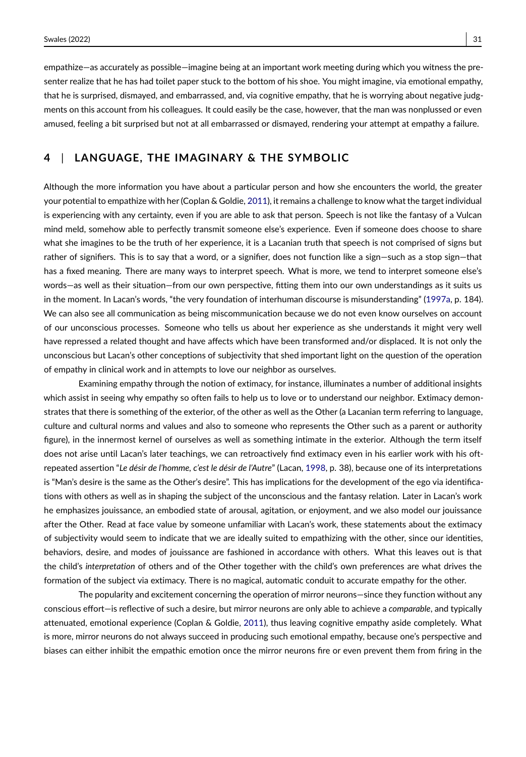empathize—as accurately as possible—imagine being at an important work meeting during which you witness the presenter realize that he has had toilet paper stuck to the bottom of his shoe. You might imagine, via emotional empathy, that he is surprised, dismayed, and embarrassed, and, via cognitive empathy, that he is worrying about negative judgments on this account from his colleagues. It could easily be the case, however, that the man was nonplussed or even amused, feeling a bit surprised but not at all embarrassed or dismayed, rendering your attempt at empathy a failure.

## 4 | LANGUAGE, THE IMAGINARY & THE SYMBOLIC

Although the more information you have about a particular person and how she encounters the world, the greater your potential to empathize with her (Coplan & Goldie, 2011), it remains a challenge to know what the target individual is experiencing with any certainty, even if you are able to ask that person. Speech is not like the fantasy of a Vulcan mind meld, somehow able to perfectly transmit someone else's experience. Even if someone does choose to share what she imagines to be the truth of her experience, it is a Lacanian truth that speech is not comprised of signs but rather of signifiers. This is to say that a word, or a signifier, does not function like a sign—such as a stop sign—that has a fixed meaning. There are many ways to interpret speech. What is more, we tend to interpret someone else's words—as well as their situation—from our own perspective, fitting them into our own understandings as it suits us in the moment. In Lacan's words, "the very foundation of interhuman discourse is misunderstanding" (1997a, p. 184). We can also see all communication as being miscommunication because we do not even know ourselves on account of our unconscious processes. Someone who tells us about her experience as she understands it might very well have repressed a related thought and have affects which have been transformed and/or displaced. It is not only the unconscious but Lacan's other conceptions of subjectivity that shed important light on the question of the operation of empathy in clinical work and in attempts to love our neighbor as ourselves.

Examining empathy through the notion of extimacy, for instance, illuminates a number of additional insights which assist in seeing why empathy so often fails to help us to love or to understand our neighbor. Extimacy demonstrates that there is something of the exterior, of the other as well as the Other (a Lacanian term referring to language, culture and cultural norms and values and also to someone who represents the Other such as a parent or authority figure), in the innermost kernel of ourselves as well as something intimate in the exterior. Although the term itself does not arise until Lacan's later teachings, we can retroactively find extimacy even in his earlier work with his oft-repeated assertion "*Le désir de l'homme, c'est le désir de l'Autre*" (Lacan, 1998, p. 38), because one of its interpretations is "Man's desire is the same as the Other's desire". This has implications for the development of the ego via identifications with others as well as in shaping the subject of the unconscious and the fantasy relation. Later in Lacan's work he emphasizes jouissance, an embodied state of arousal, agitation, or enjoyment, and we also model our jouissance after the Other. Read at face value by someone unfamiliar with Lacan's work, these statements about the extimacy of subjectivity would seem to indicate that we are ideally suited to empathizing with the other, since our identities, behaviors, desire, and modes of jouissance are fashioned in accordance with others. What this leaves out is that the child's *interpretation* of others and of the Other together with the child's own preferences are what drives the formation of the subject via extimacy. There is no magical, automatic conduit to accurate empathy for the other.

The popularity and excitement concerning the operation of mirror neurons—since they function without any conscious effort—is reflective of such a desire, but mirror neurons are only able to achieve a *comparable*, and typically attenuated, emotional experience (Coplan & Goldie, 2011), thus leaving cognitive empathy aside completely. What is more, mirror neurons do not always succeed in producing such emotional empathy, because one's perspective and biases can either inhibit the empathic emotion once the mirror neurons fire or even prevent them from firing in the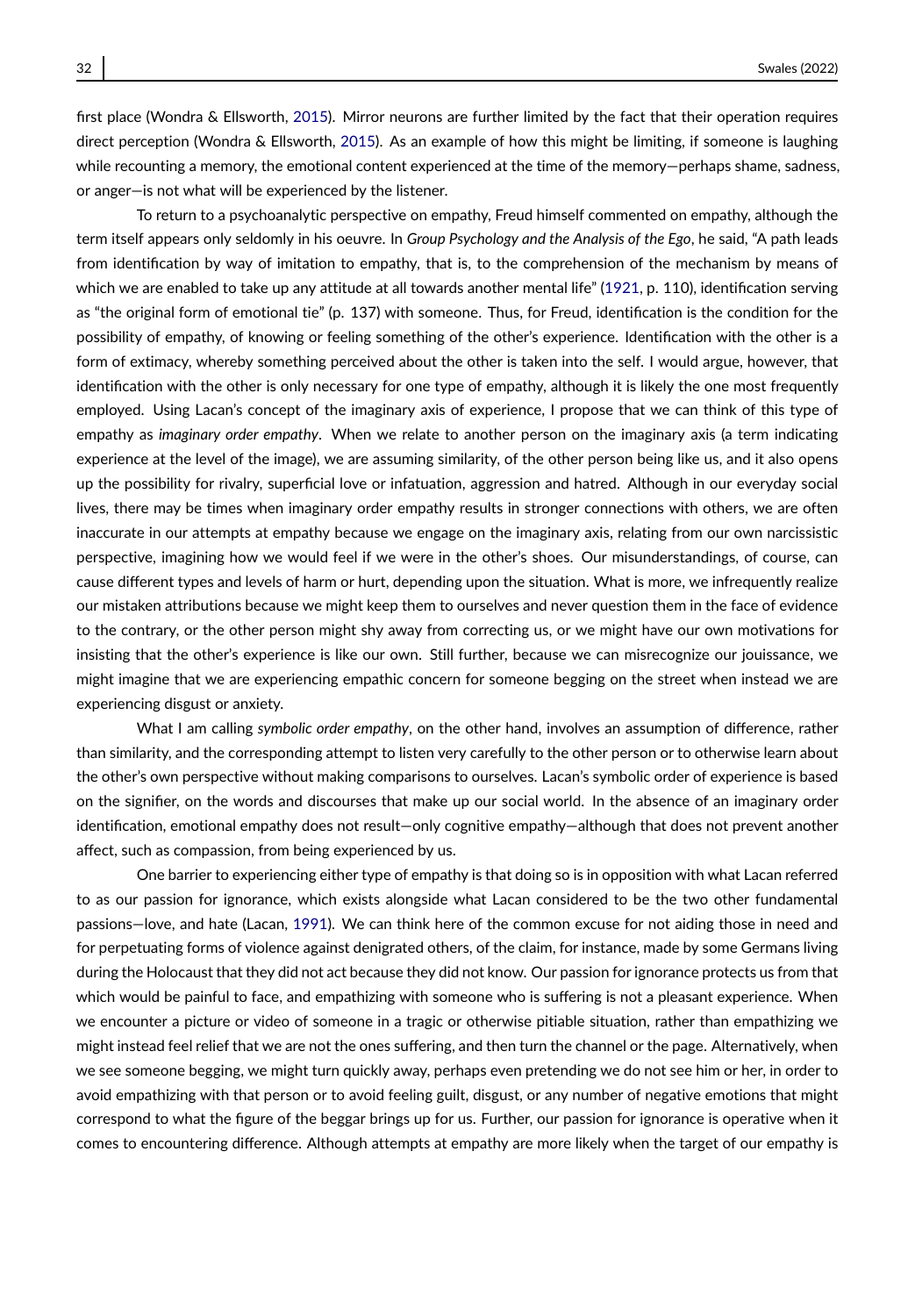first place (Wondra & Ellsworth, 2015). Mirror neurons are further limited by the fact that their operation requires direct perception (Wondra & Ellsworth, 2015). As an example of how this might be limiting, if someone is laughing while recounting a memory, the emotional content experienced at the time of the memory—perhaps shame, sadness, or anger—is not what will be experienced by the listener.

To return to a psychoanalytic perspective on empathy, Freud himself commented on empathy, although the term itself appears only seldomly in his oeuvre. In *Group Psychology and the Analysis of the Ego*, he said, "A path leads from identification by way of imitation to empathy, that is, to the comprehension of the mechanism by means of which we are enabled to take up any attitude at all towards another mental life" (1921, p. 110), identification serving as "the original form of emotional tie" (p. 137) with someone. Thus, for Freud, identification is the condition for the possibility of empathy, of knowing or feeling something of the other's experience. Identification with the other is a form of extimacy, whereby something perceived about the other is taken into the self. I would argue, however, that identification with the other is only necessary for one type of empathy, although it is likely the one most frequently employed. Using Lacan's concept of the imaginary axis of experience, I propose that we can think of this type of empathy as *imaginary order empathy*. When we relate to another person on the imaginary axis (a term indicating experience at the level of the image), we are assuming similarity, of the other person being like us, and it also opens up the possibility for rivalry, superficial love or infatuation, aggression and hatred. Although in our everyday social lives, there may be times when imaginary order empathy results in stronger connections with others, we are often inaccurate in our attempts at empathy because we engage on the imaginary axis, relating from our own narcissistic perspective, imagining how we would feel if we were in the other's shoes. Our misunderstandings, of course, can cause different types and levels of harm or hurt, depending upon the situation. What is more, we infrequently realize our mistaken attributions because we might keep them to ourselves and never question them in the face of evidence to the contrary, or the other person might shy away from correcting us, or we might have our own motivations for insisting that the other's experience is like our own. Still further, because we can misrecognize our jouissance, we might imagine that we are experiencing empathic concern for someone begging on the street when instead we are experiencing disgust or anxiety.

What I am calling *symbolic order empathy*, on the other hand, involves an assumption of difference, rather than similarity, and the corresponding attempt to listen very carefully to the other person or to otherwise learn about the other's own perspective without making comparisons to ourselves. Lacan's symbolic order of experience is based on the signifier, on the words and discourses that make up our social world. In the absence of an imaginary order identification, emotional empathy does not result—only cognitive empathy—although that does not prevent another affect, such as compassion, from being experienced by us.

One barrier to experiencing either type of empathy is that doing so is in opposition with what Lacan referred to as our passion for ignorance, which exists alongside what Lacan considered to be the two other fundamental passions—love, and hate (Lacan, 1991). We can think here of the common excuse for not aiding those in need and for perpetuating forms of violence against denigrated others, of the claim, for instance, made by some Germans living during the Holocaust that they did not act because they did not know. Our passion for ignorance protects us from that which would be painful to face, and empathizing with someone who is suffering is not a pleasant experience. When we encounter a picture or video of someone in a tragic or otherwise pitiable situation, rather than empathizing we might instead feel relief that we are not the ones suffering, and then turn the channel or the page. Alternatively, when we see someone begging, we might turn quickly away, perhaps even pretending we do not see him or her, in order to avoid empathizing with that person or to avoid feeling guilt, disgust, or any number of negative emotions that might correspond to what the figure of the beggar brings up for us. Further, our passion for ignorance is operative when it comes to encountering difference. Although attempts at empathy are more likely when the target of our empathy is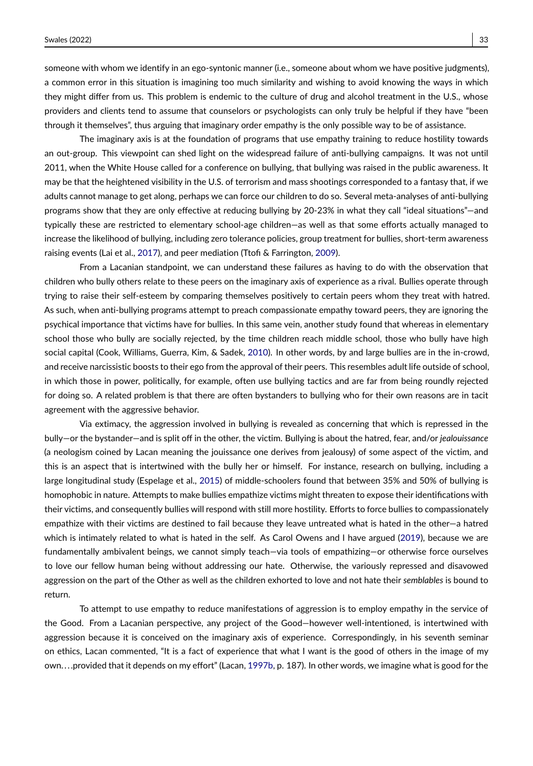someone with whom we identify in an ego-syntonic manner (i.e., someone about whom we have positive judgments), a common error in this situation is imagining too much similarity and wishing to avoid knowing the ways in which they might differ from us. This problem is endemic to the culture of drug and alcohol treatment in the U.S., whose providers and clients tend to assume that counselors or psychologists can only truly be helpful if they have "been through it themselves", thus arguing that imaginary order empathy is the only possible way to be of assistance.

The imaginary axis is at the foundation of programs that use empathy training to reduce hostility towards an out-group. This viewpoint can shed light on the widespread failure of anti-bullying campaigns. It was not until 2011, when the White House called for a conference on bullying, that bullying was raised in the public awareness. It may be that the heightened visibility in the U.S. of terrorism and mass shootings corresponded to a fantasy that, if we adults cannot manage to get along, perhaps we can force our children to do so. Several meta-analyses of anti-bullying programs show that they are only effective at reducing bullying by 20-23% in what they call "ideal situations"—and typically these are restricted to elementary school-age children—as well as that some efforts actually managed to increase the likelihood of bullying, including zero tolerance policies, group treatment for bullies, short-term awareness raising events (Lai et al., 2017), and peer mediation (Ttofi & Farrington, 2009).

From a Lacanian standpoint, we can understand these failures as having to do with the observation that children who bully others relate to these peers on the imaginary axis of experience as a rival. Bullies operate through trying to raise their self-esteem by comparing themselves positively to certain peers whom they treat with hatred. As such, when anti-bullying programs attempt to preach compassionate empathy toward peers, they are ignoring the psychical importance that victims have for bullies. In this same vein, another study found that whereas in elementary school those who bully are socially rejected, by the time children reach middle school, those who bully have high social capital (Cook, Williams, Guerra, Kim, & Sadek, 2010). In other words, by and large bullies are in the in-crowd, and receive narcissistic boosts to their ego from the approval of their peers. This resembles adult life outside of school, in which those in power, politically, for example, often use bullying tactics and are far from being roundly rejected for doing so. A related problem is that there are often bystanders to bullying who for their own reasons are in tacit agreement with the aggressive behavior.

Via extimacy, the aggression involved in bullying is revealed as concerning that which is repressed in the bully—or the bystander—and is split off in the other, the victim. Bullying is about the hatred, fear, and/or *jealouissance* (a neologism coined by Lacan meaning the jouissance one derives from jealousy) of some aspect of the victim, and this is an aspect that is intertwined with the bully her or himself. For instance, research on bullying, including a large longitudinal study (Espelage et al., 2015) of middle-schoolers found that between 35% and 50% of bullying is homophobic in nature. Attempts to make bullies empathize victims might threaten to expose their identifications with their victims, and consequently bullies will respond with still more hostility. Efforts to force bullies to compassionately empathize with their victims are destined to fail because they leave untreated what is hated in the other—a hatred which is intimately related to what is hated in the self. As Carol Owens and I have argued (2019), because we are fundamentally ambivalent beings, we cannot simply teach—via tools of empathizing—or otherwise force ourselves to love our fellow human being without addressing our hate. Otherwise, the variously repressed and disavowed aggression on the part of the Other as well as the children exhorted to love and not hate their *semblables* is bound to return.

To attempt to use empathy to reduce manifestations of aggression is to employ empathy in the service of the Good. From a Lacanian perspective, any project of the Good—however well-intentioned, is intertwined with aggression because it is conceived on the imaginary axis of experience. Correspondingly, in his seventh seminar on ethics, Lacan commented, "It is a fact of experience that what I want is the good of others in the image of my own. . . .provided that it depends on my effort" (Lacan, 1997b, p. 187). In other words, we imagine what is good for the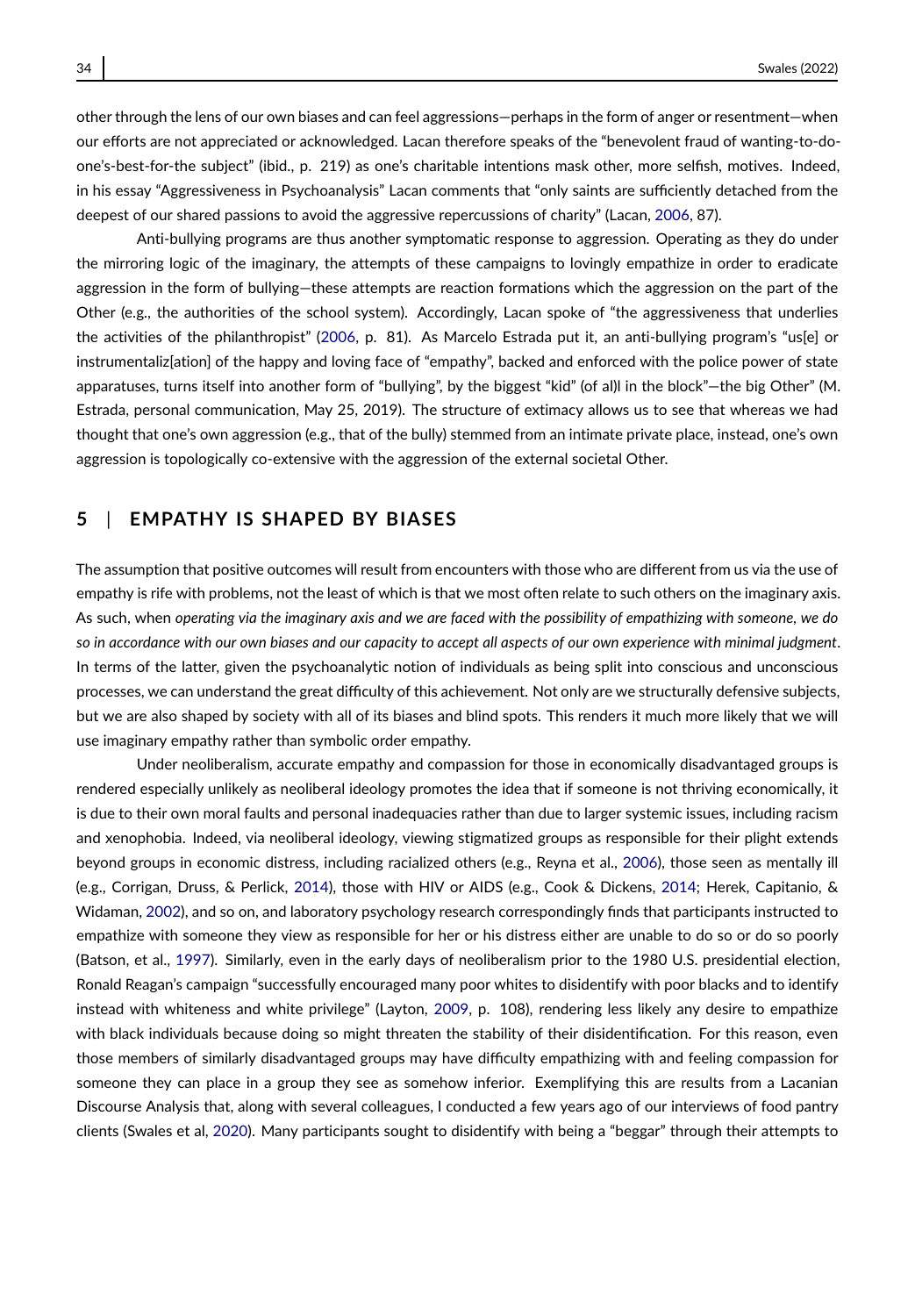other through the lens of our own biases and can feel aggressions—perhaps in the form of anger or resentment—when our efforts are not appreciated or acknowledged. Lacan therefore speaks of the "benevolent fraud of wanting-to-do-one's-best-for-the subject" (ibid., p. 219) as one's charitable intentions mask other, more selfish, motives. Indeed, in his essay "Aggressiveness in Psychoanalysis" Lacan comments that "only saints are sufficiently detached from the deepest of our shared passions to avoid the aggressive repercussions of charity" (Lacan, 2006, 87).

Anti-bullying programs are thus another symptomatic response to aggression. Operating as they do under the mirroring logic of the imaginary, the attempts of these campaigns to lovingly empathize in order to eradicate aggression in the form of bullying—these attempts are reaction formations which the aggression on the part of the Other (e.g., the authorities of the school system). Accordingly, Lacan spoke of "the aggressiveness that underlies the activities of the philanthropist" (2006, p. 81). As Marcelo Estrada put it, an anti-bullying program's "us[e] or instrumentaliz[ation] of the happy and loving face of "empathy", backed and enforced with the police power of state apparatuses, turns itself into another form of "bullying", by the biggest "kid" (of al)l in the block"—the big Other" (M. Estrada, personal communication, May 25, 2019). The structure of extimacy allows us to see that whereas we had thought that one's own aggression (e.g., that of the bully) stemmed from an intimate private place, instead, one's own aggression is topologically co-extensive with the aggression of the external societal Other.

## 5 | EMPATHY IS SHAPED BY BIASES

The assumption that positive outcomes will result from encounters with those who are different from us via the use of empathy is rife with problems, not the least of which is that we most often relate to such others on the imaginary axis. As such, when *operating via the imaginary axis and we are faced with the possibility of empathizing with someone, we do so in accordance with our own biases and our capacity to accept all aspects of our own experience with minimal judgment*. In terms of the latter, given the psychoanalytic notion of individuals as being split into conscious and unconscious processes, we can understand the great difficulty of this achievement. Not only are we structurally defensive subjects, but we are also shaped by society with all of its biases and blind spots. This renders it much more likely that we will use imaginary empathy rather than symbolic order empathy.

Under neoliberalism, accurate empathy and compassion for those in economically disadvantaged groups is rendered especially unlikely as neoliberal ideology promotes the idea that if someone is not thriving economically, it is due to their own moral faults and personal inadequacies rather than due to larger systemic issues, including racism and xenophobia. Indeed, via neoliberal ideology, viewing stigmatized groups as responsible for their plight extends beyond groups in economic distress, including racialized others (e.g., Reyna et al., 2006), those seen as mentally ill (e.g., Corrigan, Druss, & Perlick, 2014), those with HIV or AIDS (e.g., Cook & Dickens, 2014; Herek, Capitanio, & Widaman, 2002), and so on, and laboratory psychology research correspondingly finds that participants instructed to empathize with someone they view as responsible for her or his distress either are unable to do so or do so poorly (Batson, et al., 1997). Similarly, even in the early days of neoliberalism prior to the 1980 U.S. presidential election, Ronald Reagan's campaign "successfully encouraged many poor whites to disidentify with poor blacks and to identify instead with whiteness and white privilege" (Layton, 2009, p. 108), rendering less likely any desire to empathize with black individuals because doing so might threaten the stability of their disidentification. For this reason, even those members of similarly disadvantaged groups may have difficulty empathizing with and feeling compassion for someone they can place in a group they see as somehow inferior. Exemplifying this are results from a Lacanian Discourse Analysis that, along with several colleagues, I conducted a few years ago of our interviews of food pantry clients (Swales et al, 2020). Many participants sought to disidentify with being a "beggar" through their attempts to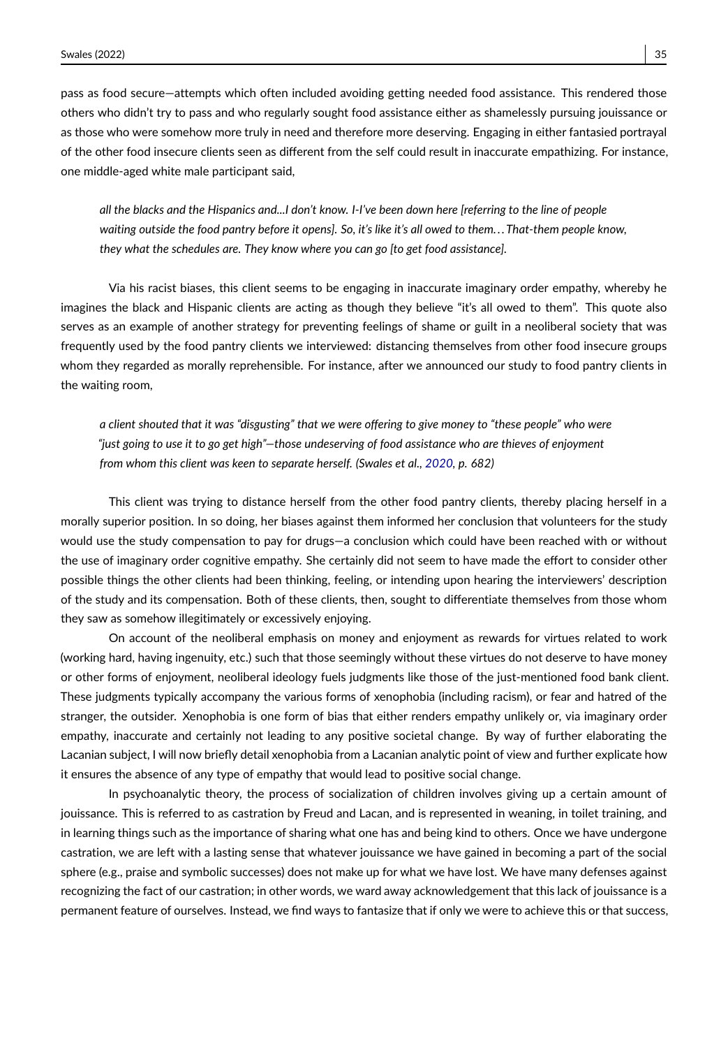pass as food secure—attempts which often included avoiding getting needed food assistance. This rendered those others who didn't try to pass and who regularly sought food assistance either as shamelessly pursuing jouissance or as those who were somehow more truly in need and therefore more deserving. Engaging in either fantasied portrayal of the other food insecure clients seen as different from the self could result in inaccurate empathizing. For instance, one middle-aged white male participant said,

> *all the blacks and the Hispanics and...I don't know. I-I've been down here [referring to the line of people waiting outside the food pantry before it opens]. So, it's like it's all owed to them…That-them people know, they what the schedules are. They know where you can go [to get food assistance].*

Via his racist biases, this client seems to be engaging in inaccurate imaginary order empathy, whereby he imagines the black and Hispanic clients are acting as though they believe "it's all owed to them". This quote also serves as an example of another strategy for preventing feelings of shame or guilt in a neoliberal society that was frequently used by the food pantry clients we interviewed: distancing themselves from other food insecure groups whom they regarded as morally reprehensible. For instance, after we announced our study to food pantry clients in the waiting room,

> *a client shouted that it was "disgusting" that we were offering to give money to "these people" who were "just going to use it to go get high"—those undeserving of food assistance who are thieves of enjoyment from whom this client was keen to separate herself. (Swales et al., 2020, p. 682)*

This client was trying to distance herself from the other food pantry clients, thereby placing herself in a morally superior position. In so doing, her biases against them informed her conclusion that volunteers for the study would use the study compensation to pay for drugs—a conclusion which could have been reached with or without the use of imaginary order cognitive empathy. She certainly did not seem to have made the effort to consider other possible things the other clients had been thinking, feeling, or intending upon hearing the interviewers' description of the study and its compensation. Both of these clients, then, sought to differentiate themselves from those whom they saw as somehow illegitimately or excessively enjoying.

On account of the neoliberal emphasis on money and enjoyment as rewards for virtues related to work (working hard, having ingenuity, etc.) such that those seemingly without these virtues do not deserve to have money or other forms of enjoyment, neoliberal ideology fuels judgments like those of the just-mentioned food bank client. These judgments typically accompany the various forms of xenophobia (including racism), or fear and hatred of the stranger, the outsider. Xenophobia is one form of bias that either renders empathy unlikely or, via imaginary order empathy, inaccurate and certainly not leading to any positive societal change. By way of further elaborating the Lacanian subject, I will now briefly detail xenophobia from a Lacanian analytic point of view and further explicate how it ensures the absence of any type of empathy that would lead to positive social change.

In psychoanalytic theory, the process of socialization of children involves giving up a certain amount of jouissance. This is referred to as castration by Freud and Lacan, and is represented in weaning, in toilet training, and in learning things such as the importance of sharing what one has and being kind to others. Once we have undergone castration, we are left with a lasting sense that whatever jouissance we have gained in becoming a part of the social sphere (e.g., praise and symbolic successes) does not make up for what we have lost. We have many defenses against recognizing the fact of our castration; in other words, we ward away acknowledgement that this lack of jouissance is a permanent feature of ourselves. Instead, we find ways to fantasize that if only we were to achieve this or that success,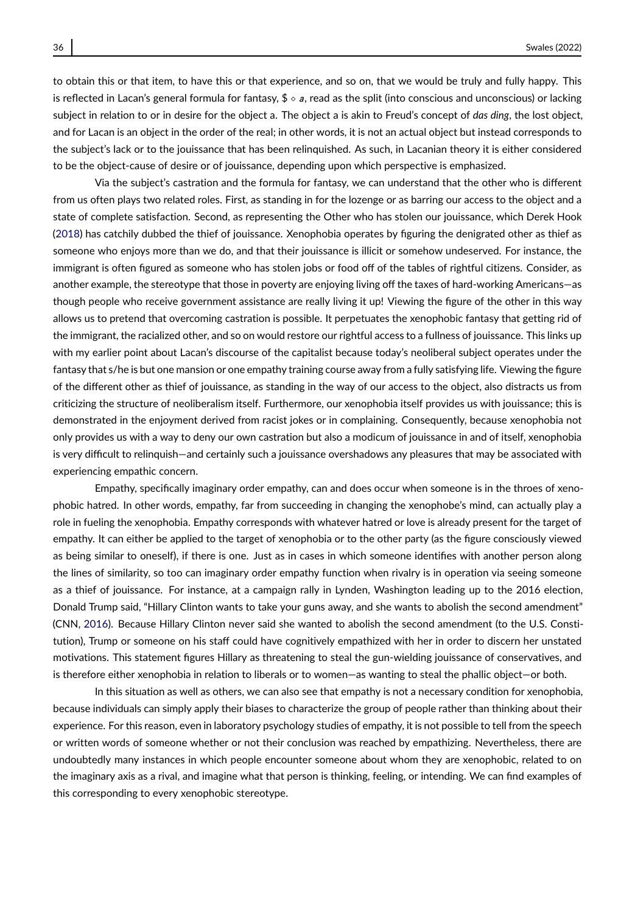to obtain this or that item, to have this or that experience, and so on, that we would be truly and fully happy. This is reflected in Lacan's general formula for fantasy, $\$ \diamond a$, read as the split (into conscious and unconscious) or lacking subject in relation to or in desire for the object a. The object a is akin to Freud's concept of *das ding*, the lost object, and for Lacan is an object in the order of the real; in other words, it is not an actual object but instead corresponds to the subject's lack or to the jouissance that has been relinquished. As such, in Lacanian theory it is either considered to be the object-cause of desire or of jouissance, depending upon which perspective is emphasized.

Via the subject's castration and the formula for fantasy, we can understand that the other who is different from us often plays two related roles. First, as standing in for the lozenge or as barring our access to the object and a state of complete satisfaction. Second, as representing the Other who has stolen our jouissance, which Derek Hook (2018) has catchily dubbed the thief of jouissance. Xenophobia operates by figuring the denigrated other as thief as someone who enjoys more than we do, and that their jouissance is illicit or somehow undeserved. For instance, the immigrant is often figured as someone who has stolen jobs or food off of the tables of rightful citizens. Consider, as another example, the stereotype that those in poverty are enjoying living off the taxes of hard-working Americans—as though people who receive government assistance are really living it up! Viewing the figure of the other in this way allows us to pretend that overcoming castration is possible. It perpetuates the xenophobic fantasy that getting rid of the immigrant, the racialized other, and so on would restore our rightful access to a fullness of jouissance. This links up with my earlier point about Lacan's discourse of the capitalist because today's neoliberal subject operates under the fantasy that s/he is but one mansion or one empathy training course away from a fully satisfying life. Viewing the figure of the different other as thief of jouissance, as standing in the way of our access to the object, also distracts us from criticizing the structure of neoliberalism itself. Furthermore, our xenophobia itself provides us with jouissance; this is demonstrated in the enjoyment derived from racist jokes or in complaining. Consequently, because xenophobia not only provides us with a way to deny our own castration but also a modicum of jouissance in and of itself, xenophobia is very difficult to relinquish—and certainly such a jouissance overshadows any pleasures that may be associated with experiencing empathic concern.

Empathy, specifically imaginary order empathy, can and does occur when someone is in the throes of xenophobic hatred. In other words, empathy, far from succeeding in changing the xenophobe's mind, can actually play a role in fueling the xenophobia. Empathy corresponds with whatever hatred or love is already present for the target of empathy. It can either be applied to the target of xenophobia or to the other party (as the figure consciously viewed as being similar to oneself), if there is one. Just as in cases in which someone identifies with another person along the lines of similarity, so too can imaginary order empathy function when rivalry is in operation via seeing someone as a thief of jouissance. For instance, at a campaign rally in Lynden, Washington leading up to the 2016 election, Donald Trump said, "Hillary Clinton wants to take your guns away, and she wants to abolish the second amendment" (CNN, 2016). Because Hillary Clinton never said she wanted to abolish the second amendment (to the U.S. Constitution), Trump or someone on his staff could have cognitively empathized with her in order to discern her unstated motivations. This statement figures Hillary as threatening to steal the gun-wielding jouissance of conservatives, and is therefore either xenophobia in relation to liberals or to women—as wanting to steal the phallic object—or both.

In this situation as well as others, we can also see that empathy is not a necessary condition for xenophobia, because individuals can simply apply their biases to characterize the group of people rather than thinking about their experience. For this reason, even in laboratory psychology studies of empathy, it is not possible to tell from the speech or written words of someone whether or not their conclusion was reached by empathizing. Nevertheless, there are undoubtedly many instances in which people encounter someone about whom they are xenophobic, related to on the imaginary axis as a rival, and imagine what that person is thinking, feeling, or intending. We can find examples of this corresponding to every xenophobic stereotype.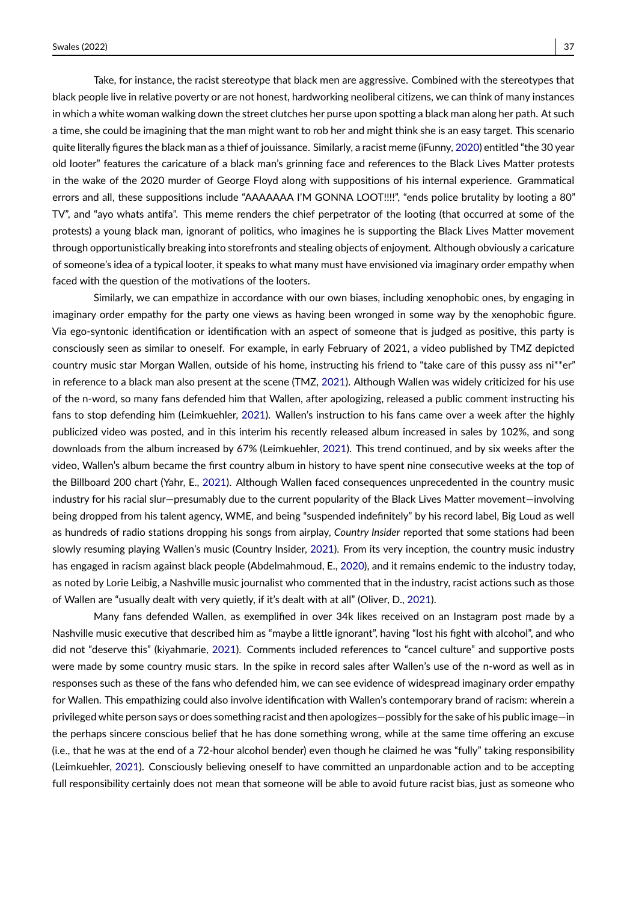Take, for instance, the racist stereotype that black men are aggressive. Combined with the stereotypes that black people live in relative poverty or are not honest, hardworking neoliberal citizens, we can think of many instances in which a white woman walking down the street clutches her purse upon spotting a black man along her path. At such a time, she could be imagining that the man might want to rob her and might think she is an easy target. This scenario quite literally figures the black man as a thief of jouissance. Similarly, a racist meme (iFunny, 2020) entitled "the 30 year old looter" features the caricature of a black man's grinning face and references to the Black Lives Matter protests in the wake of the 2020 murder of George Floyd along with suppositions of his internal experience. Grammatical errors and all, these suppositions include "AAAAAAA I'M GONNA LOOT!!!!", "ends police brutality by looting a 80" TV", and "ayo whats antifa". This meme renders the chief perpetrator of the looting (that occurred at some of the protests) a young black man, ignorant of politics, who imagines he is supporting the Black Lives Matter movement through opportunistically breaking into storefronts and stealing objects of enjoyment. Although obviously a caricature of someone's idea of a typical looter, it speaks to what many must have envisioned via imaginary order empathy when faced with the question of the motivations of the looters.

Similarly, we can empathize in accordance with our own biases, including xenophobic ones, by engaging in imaginary order empathy for the party one views as having been wronged in some way by the xenophobic figure. Via ego-syntonic identification or identification with an aspect of someone that is judged as positive, this party is consciously seen as similar to oneself. For example, in early February of 2021, a video published by TMZ depicted country music star Morgan Wallen, outside of his home, instructing his friend to "take care of this pussy ass ni**er" in reference to a black man also present at the scene (TMZ, 2021). Although Wallen was widely criticized for his use of the n-word, so many fans defended him that Wallen, after apologizing, released a public comment instructing his fans to stop defending him (Leimkuehler, 2021). Wallen's instruction to his fans came over a week after the highly publicized video was posted, and in this interim his recently released album increased in sales by 102%, and song downloads from the album increased by 67% (Leimkuehler, 2021). This trend continued, and by six weeks after the video, Wallen's album became the first country album in history to have spent nine consecutive weeks at the top of the Billboard 200 chart (Yahr, E., 2021). Although Wallen faced consequences unprecedented in the country music industry for his racial slur—presumably due to the current popularity of the Black Lives Matter movement—involving being dropped from his talent agency, WME, and being "suspended indefinitely" by his record label, Big Loud as well as hundreds of radio stations dropping his songs from airplay, *Country Insider* reported that some stations had been slowly resuming playing Wallen's music (Country Insider, 2021). From its very inception, the country music industry has engaged in racism against black people (Abdelmahmoud, E., 2020), and it remains endemic to the industry today, as noted by Lorie Leibig, a Nashville music journalist who commented that in the industry, racist actions such as those of Wallen are "usually dealt with very quietly, if it's dealt with at all" (Oliver, D., 2021).

Many fans defended Wallen, as exemplified in over 34k likes received on an Instagram post made by a Nashville music executive that described him as "maybe a little ignorant", having "lost his fight with alcohol", and who did not "deserve this" (kiyahmarie, 2021). Comments included references to "cancel culture" and supportive posts were made by some country music stars. In the spike in record sales after Wallen's use of the n-word as well as in responses such as these of the fans who defended him, we can see evidence of widespread imaginary order empathy for Wallen. This empathizing could also involve identification with Wallen's contemporary brand of racism: wherein a privileged white person says or does something racist and then apologizes—possibly for the sake of his public image—in the perhaps sincere conscious belief that he has done something wrong, while at the same time offering an excuse (i.e., that he was at the end of a 72-hour alcohol bender) even though he claimed he was "fully" taking responsibility (Leimkuehler, 2021). Consciously believing oneself to have committed an unpardonable action and to be accepting full responsibility certainly does not mean that someone will be able to avoid future racist bias, just as someone who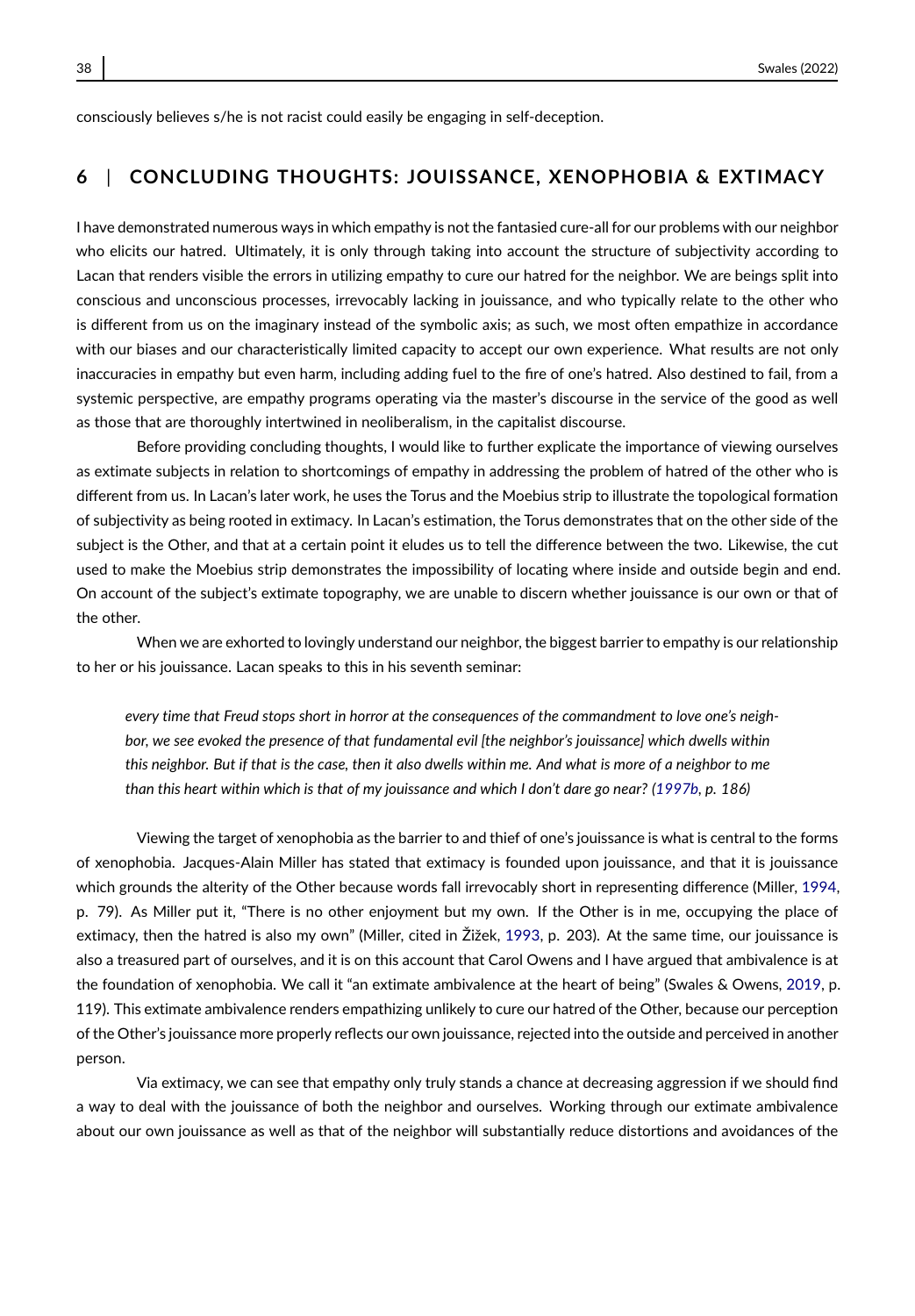consciously believes s/he is not racist could easily be engaging in self-deception.

## 6 | CONCLUDING THOUGHTS: JOUISSANCE, XENOPHOBIA & EXTIMACY

I have demonstrated numerous ways in which empathy is not the fantasied cure-all for our problems with our neighbor who elicits our hatred. Ultimately, it is only through taking into account the structure of subjectivity according to Lacan that renders visible the errors in utilizing empathy to cure our hatred for the neighbor. We are beings split into conscious and unconscious processes, irrevocably lacking in jouissance, and who typically relate to the other who is different from us on the imaginary instead of the symbolic axis; as such, we most often empathize in accordance with our biases and our characteristically limited capacity to accept our own experience. What results are not only inaccuracies in empathy but even harm, including adding fuel to the fire of one's hatred. Also destined to fail, from a systemic perspective, are empathy programs operating via the master's discourse in the service of the good as well as those that are thoroughly intertwined in neoliberalism, in the capitalist discourse.

Before providing concluding thoughts, I would like to further explicate the importance of viewing ourselves as extimate subjects in relation to shortcomings of empathy in addressing the problem of hatred of the other who is different from us. In Lacan's later work, he uses the Torus and the Moebius strip to illustrate the topological formation of subjectivity as being rooted in extimacy. In Lacan's estimation, the Torus demonstrates that on the other side of the subject is the Other, and that at a certain point it eludes us to tell the difference between the two. Likewise, the cut used to make the Moebius strip demonstrates the impossibility of locating where inside and outside begin and end. On account of the subject's extimate topography, we are unable to discern whether jouissance is our own or that of the other.

When we are exhorted to lovingly understand our neighbor, the biggest barrier to empathy is our relationship to her or his jouissance. Lacan speaks to this in his seventh seminar:

> *every time that Freud stops short in horror at the consequences of the commandment to love one's neighbor, we see evoked the presence of that fundamental evil [the neighbor's jouissance] which dwells within this neighbor. But if that is the case, then it also dwells within me. And what is more of a neighbor to me than this heart within which is that of my jouissance and which I don't dare go near? (1997b, p. 186)*

Viewing the target of xenophobia as the barrier to and thief of one's jouissance is what is central to the forms of xenophobia. Jacques-Alain Miller has stated that extimacy is founded upon jouissance, and that it is jouissance which grounds the alterity of the Other because words fall irrevocably short in representing difference (Miller, 1994, p. 79). As Miller put it, "There is no other enjoyment but my own. If the Other is in me, occupying the place of extimacy, then the hatred is also my own" (Miller, cited in Žižek, 1993, p. 203). At the same time, our jouissance is also a treasured part of ourselves, and it is on this account that Carol Owens and I have argued that ambivalence is at the foundation of xenophobia. We call it "an extimate ambivalence at the heart of being" (Swales & Owens, 2019, p. 119). This extimate ambivalence renders empathizing unlikely to cure our hatred of the Other, because our perception of the Other's jouissance more properly reflects our own jouissance, rejected into the outside and perceived in another person.

Via extimacy, we can see that empathy only truly stands a chance at decreasing aggression if we should find a way to deal with the jouissance of both the neighbor and ourselves. Working through our extimate ambivalence about our own jouissance as well as that of the neighbor will substantially reduce distortions and avoidances of the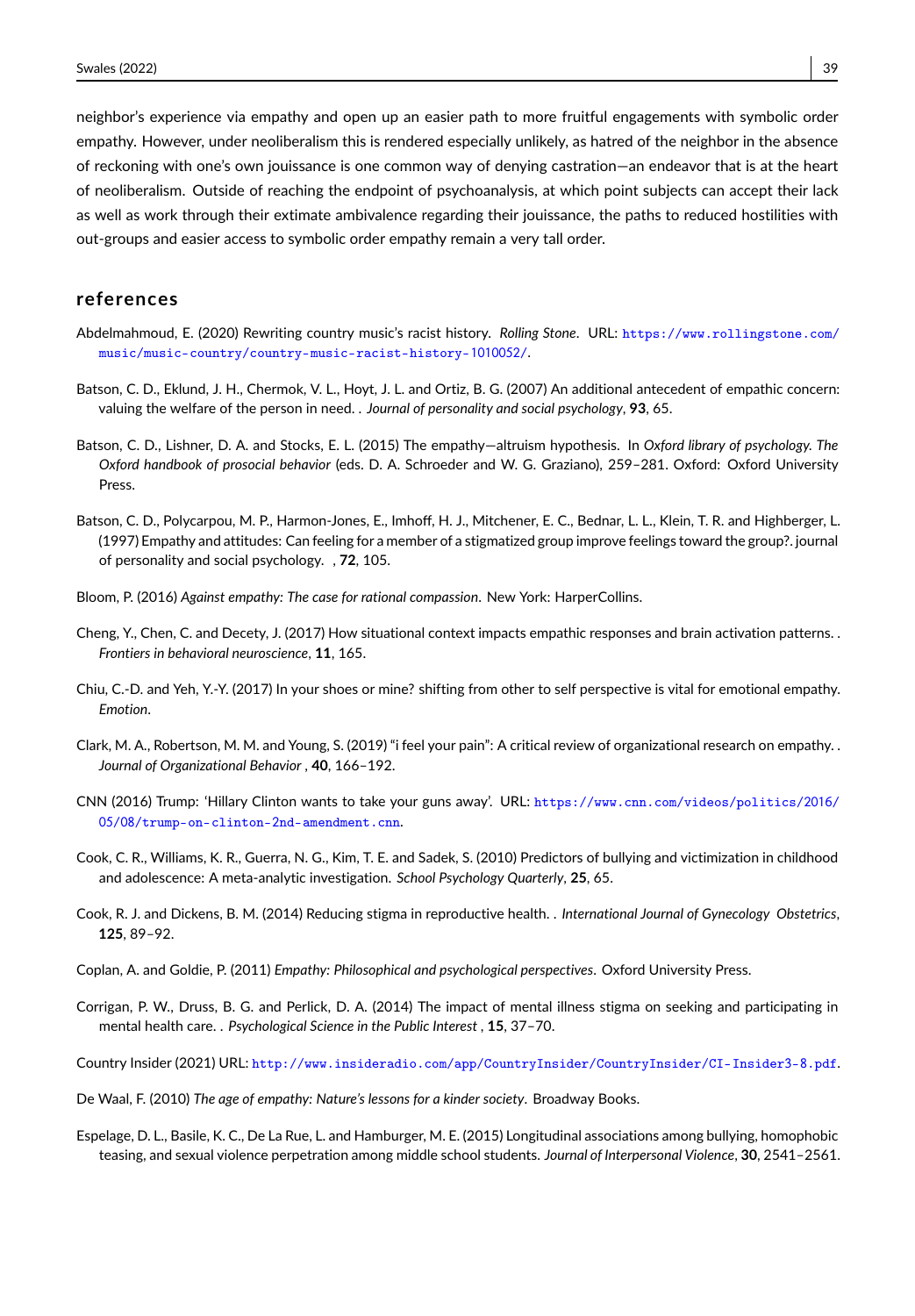neighbor's experience via empathy and open up an easier path to more fruitful engagements with symbolic order empathy. However, under neoliberalism this is rendered especially unlikely, as hatred of the neighbor in the absence of reckoning with one's own jouissance is one common way of denying castration—an endeavor that is at the heart of neoliberalism. Outside of reaching the endpoint of psychoanalysis, at which point subjects can accept their lack as well as work through their extimate ambivalence regarding their jouissance, the paths to reduced hostilities with out-groups and easier access to symbolic order empathy remain a very tall order.

## references

Abdelmahmoud, E. (2020) Rewriting country music's racist history. *Rolling Stone*. URL: https://www.rollingstone.com/music/music-country/country-music-racist-history-1010052/.

Batson, C. D., Eklund, J. H., Chermok, V. L., Hoyt, J. L. and Ortiz, B. G. (2007) An additional antecedent of empathic concern: valuing the welfare of the person in need. . *Journal of personality and social psychology*, **93**, 65.

Batson, C. D., Lishner, D. A. and Stocks, E. L. (2015) The empathy—altruism hypothesis. In *Oxford library of psychology. The Oxford handbook of prosocial behavior* (eds. D. A. Schroeder and W. G. Graziano), 259–281. Oxford: Oxford University Press.

Batson, C. D., Polycarpou, M. P., Harmon-Jones, E., Imhoff, H. J., Mitchener, E. C., Bednar, L. L., Klein, T. R. and Highberger, L. (1997) Empathy and attitudes: Can feeling for a member of a stigmatized group improve feelings toward the group?. journal of personality and social psychology. , **72**, 105.

Bloom, P. (2016) *Against empathy: The case for rational compassion*. New York: HarperCollins.

Cheng, Y., Chen, C. and Decety, J. (2017) How situational context impacts empathic responses and brain activation patterns. . *Frontiers in behavioral neuroscience*, **11**, 165.

Chiu, C.-D. and Yeh, Y.-Y. (2017) In your shoes or mine? shifting from other to self perspective is vital for emotional empathy. *Emotion*.

Clark, M. A., Robertson, M. M. and Young, S. (2019) "i feel your pain": A critical review of organizational research on empathy. . *Journal of Organizational Behavior* , **40**, 166–192.

CNN (2016) Trump: 'Hillary Clinton wants to take your guns away'. URL: https://www.cnn.com/videos/politics/2016/05/08/trump-on-clinton-2nd-amendment.cnn.

Cook, C. R., Williams, K. R., Guerra, N. G., Kim, T. E. and Sadek, S. (2010) Predictors of bullying and victimization in childhood and adolescence: A meta-analytic investigation. *School Psychology Quarterly*, **25**, 65.

Cook, R. J. and Dickens, B. M. (2014) Reducing stigma in reproductive health. . *International Journal of Gynecology Obstetrics*, **125**, 89–92.

Coplan, A. and Goldie, P. (2011) *Empathy: Philosophical and psychological perspectives*. Oxford University Press.

Corrigan, P. W., Druss, B. G. and Perlick, D. A. (2014) The impact of mental illness stigma on seeking and participating in mental health care. . *Psychological Science in the Public Interest* , **15**, 37–70.

Country Insider (2021) URL: http://www.insideradio.com/app/CountryInsider/CountryInsider/CI-Insider3-8.pdf.

De Waal, F. (2010) *The age of empathy: Nature's lessons for a kinder society*. Broadway Books.

Espelage, D. L., Basile, K. C., De La Rue, L. and Hamburger, M. E. (2015) Longitudinal associations among bullying, homophobic teasing, and sexual violence perpetration among middle school students. *Journal of Interpersonal Violence*, **30**, 2541–2561.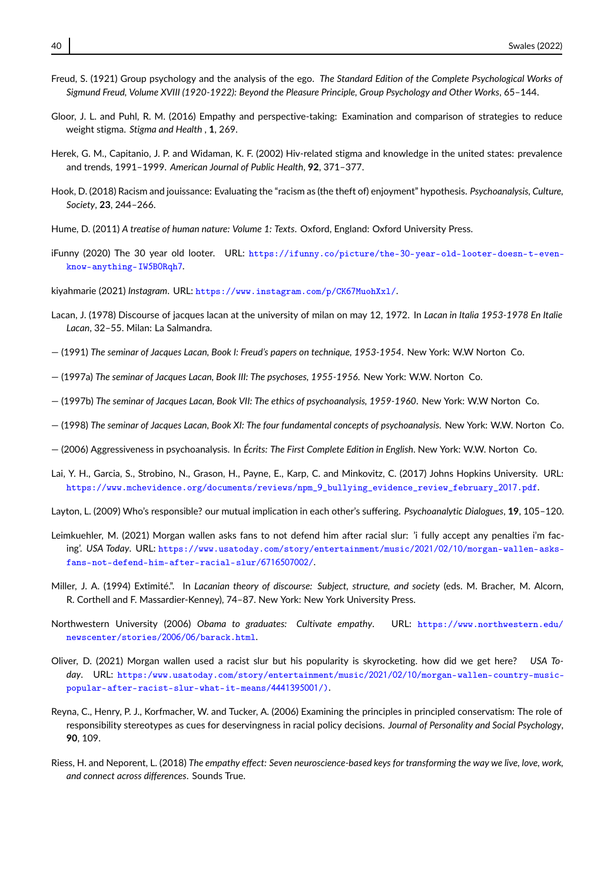Freud, S. (1921) Group psychology and the analysis of the ego. *The Standard Edition of the Complete Psychological Works of Sigmund Freud, Volume XVIII (1920-1922): Beyond the Pleasure Principle, Group Psychology and Other Works*, 65–144.

Gloor, J. L. and Puhl, R. M. (2016) Empathy and perspective-taking: Examination and comparison of strategies to reduce weight stigma. *Stigma and Health* , **1**, 269.

Herek, G. M., Capitanio, J. P. and Widaman, K. F. (2002) Hiv-related stigma and knowledge in the united states: prevalence and trends, 1991–1999. *American Journal of Public Health*, **92**, 371–377.

Hook, D. (2018) Racism and jouissance: Evaluating the "racism as (the theft of) enjoyment" hypothesis. *Psychoanalysis, Culture, Society*, **23**, 244–266.

Hume, D. (2011) *A treatise of human nature: Volume 1: Texts*. Oxford, England: Oxford University Press.

iFunny (2020) The 30 year old looter. URL: https://ifunny.co/picture/the-30-year-old-looter-doesn-t-even-know-anything-IW5BORqh7.

kiyahmarie (2021) *Instagram*. URL: https://www.instagram.com/p/CK67MuohXxl/.

Lacan, J. (1978) Discourse of jacques lacan at the university of milan on may 12, 1972. In *Lacan in Italia 1953-1978 En Italie Lacan*, 32–55. Milan: La Salmandra.

— (1991) *The seminar of Jacques Lacan, Book I: Freud's papers on technique, 1953-1954*. New York: W.W Norton Co.

— (1997a) *The seminar of Jacques Lacan, Book III: The psychoses, 1955-1956*. New York: W.W. Norton Co.

— (1997b) *The seminar of Jacques Lacan, Book VII: The ethics of psychoanalysis, 1959-1960*. New York: W.W Norton Co.

— (1998) *The seminar of Jacques Lacan, Book XI: The four fundamental concepts of psychoanalysis.* New York: W.W. Norton Co.

— (2006) Aggressiveness in psychoanalysis. In *Écrits: The First Complete Edition in English*. New York: W.W. Norton Co.

Lai, Y. H., Garcia, S., Strobino, N., Grason, H., Payne, E., Karp, C. and Minkovitz, C. (2017) Johns Hopkins University. URL: https://www.mchevidence.org/documents/reviews/npm_9_bullying_evidence_review_february_2017.pdf.

Layton, L. (2009) Who's responsible? our mutual implication in each other's suffering. *Psychoanalytic Dialogues*, **19**, 105–120.

Leimkuehler, M. (2021) Morgan wallen asks fans to not defend him after racial slur: 'i fully accept any penalties i'm facing'. *USA Today*. URL: https://www.usatoday.com/story/entertainment/music/2021/02/10/morgan-wallen-asks-fans-not-defend-him-after-racial-slur/6716507002/.

Miller, J. A. (1994) Extimité.". In *Lacanian theory of discourse: Subject, structure, and society* (eds. M. Bracher, M. Alcorn, R. Corthell and F. Massardier-Kenney), 74–87. New York: New York University Press.

Northwestern University (2006) *Obama to graduates: Cultivate empathy*. URL: https://www.northwestern.edu/newscenter/stories/2006/06/barack.html.

Oliver, D. (2021) Morgan wallen used a racist slur but his popularity is skyrocketing. how did we get here? *USA Today*. URL: https:/www.usatoday.com/story/entertainment/music/2021/02/10/morgan-wallen-country-music-popular-after-racist-slur-what-it-means/4441395001/).

Reyna, C., Henry, P. J., Korfmacher, W. and Tucker, A. (2006) Examining the principles in principled conservatism: The role of responsibility stereotypes as cues for deservingness in racial policy decisions. *Journal of Personality and Social Psychology*, **90**, 109.

Riess, H. and Neporent, L. (2018) *The empathy effect: Seven neuroscience-based keys for transforming the way we live, love, work, and connect across differences*. Sounds True.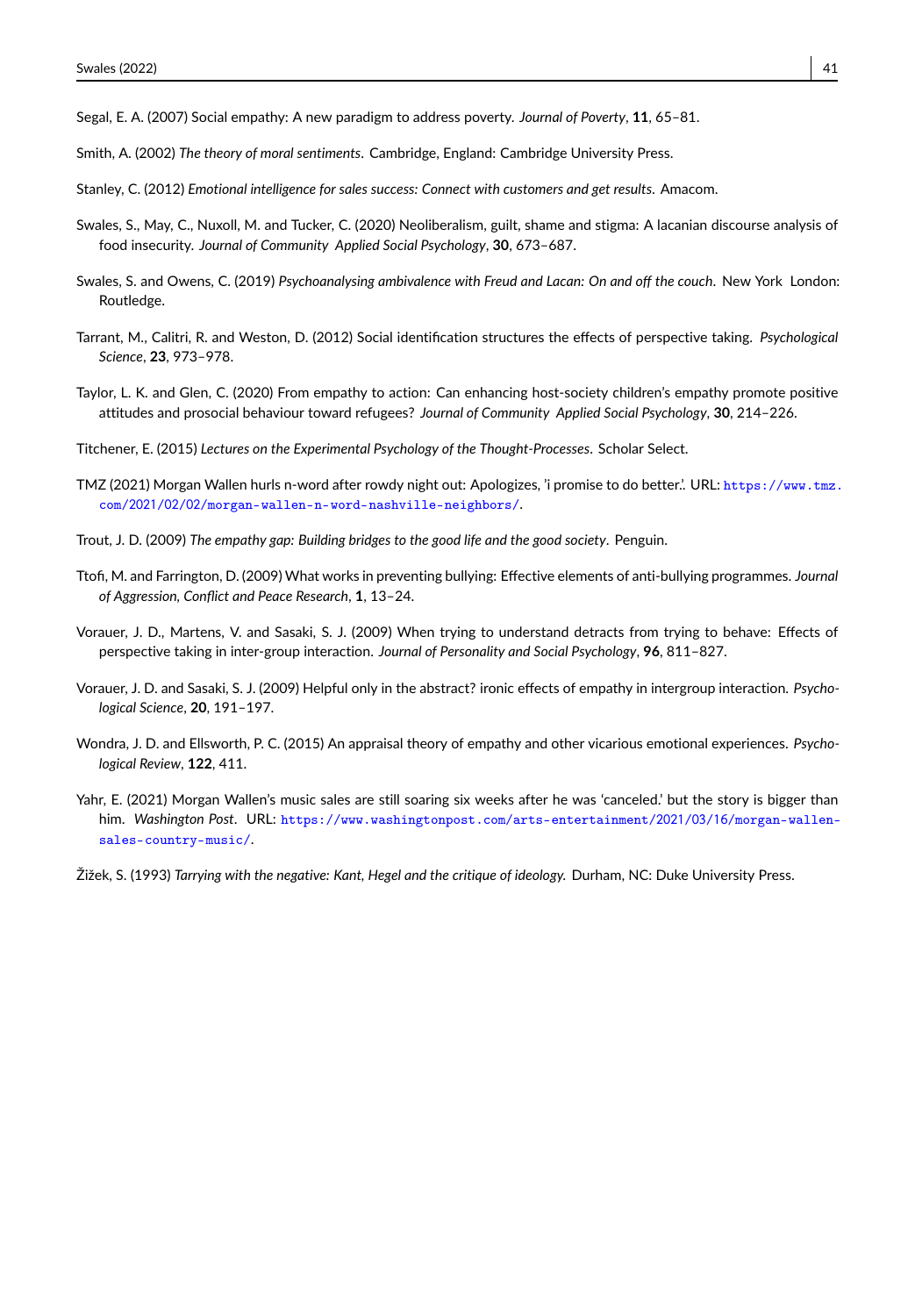Segal, E. A. (2007) Social empathy: A new paradigm to address poverty. *Journal of Poverty*, **11**, 65–81.

Smith, A. (2002) *The theory of moral sentiments*. Cambridge, England: Cambridge University Press.

Stanley, C. (2012) *Emotional intelligence for sales success: Connect with customers and get results*. Amacom.

Swales, S., May, C., Nuxoll, M. and Tucker, C. (2020) Neoliberalism, guilt, shame and stigma: A lacanian discourse analysis of food insecurity. *Journal of Community Applied Social Psychology*, **30**, 673–687.

Swales, S. and Owens, C. (2019) *Psychoanalysing ambivalence with Freud and Lacan: On and off the couch*. New York London: Routledge.

Tarrant, M., Calitri, R. and Weston, D. (2012) Social identification structures the effects of perspective taking. *Psychological Science*, **23**, 973–978.

Taylor, L. K. and Glen, C. (2020) From empathy to action: Can enhancing host-society children's empathy promote positive attitudes and prosocial behaviour toward refugees? *Journal of Community Applied Social Psychology*, **30**, 214–226.

Titchener, E. (2015) *Lectures on the Experimental Psychology of the Thought-Processes*. Scholar Select.

TMZ (2021) Morgan Wallen hurls n-word after rowdy night out: Apologizes, 'i promise to do better.'. URL: https://www.tmz.com/2021/02/02/morgan-wallen-n-word-nashville-neighbors/.

Trout, J. D. (2009) *The empathy gap: Building bridges to the good life and the good society*. Penguin.

Ttofi, M. and Farrington, D. (2009) What works in preventing bullying: Effective elements of anti-bullying programmes. *Journal of Aggression, Conflict and Peace Research*, **1**, 13–24.

Vorauer, J. D., Martens, V. and Sasaki, S. J. (2009) When trying to understand detracts from trying to behave: Effects of perspective taking in inter-group interaction. *Journal of Personality and Social Psychology*, **96**, 811–827.

Vorauer, J. D. and Sasaki, S. J. (2009) Helpful only in the abstract? ironic effects of empathy in intergroup interaction. *Psychological Science*, **20**, 191–197.

Wondra, J. D. and Ellsworth, P. C. (2015) An appraisal theory of empathy and other vicarious emotional experiences. *Psychological Review*, **122**, 411.

Yahr, E. (2021) Morgan Wallen's music sales are still soaring six weeks after he was 'canceled.' but the story is bigger than him. *Washington Post*. URL: https://www.washingtonpost.com/arts-entertainment/2021/03/16/morgan-wallen-sales-country-music/.

Žižek, S. (1993) *Tarrying with the negative: Kant, Hegel and the critique of ideology*. Durham, NC: Duke University Press.